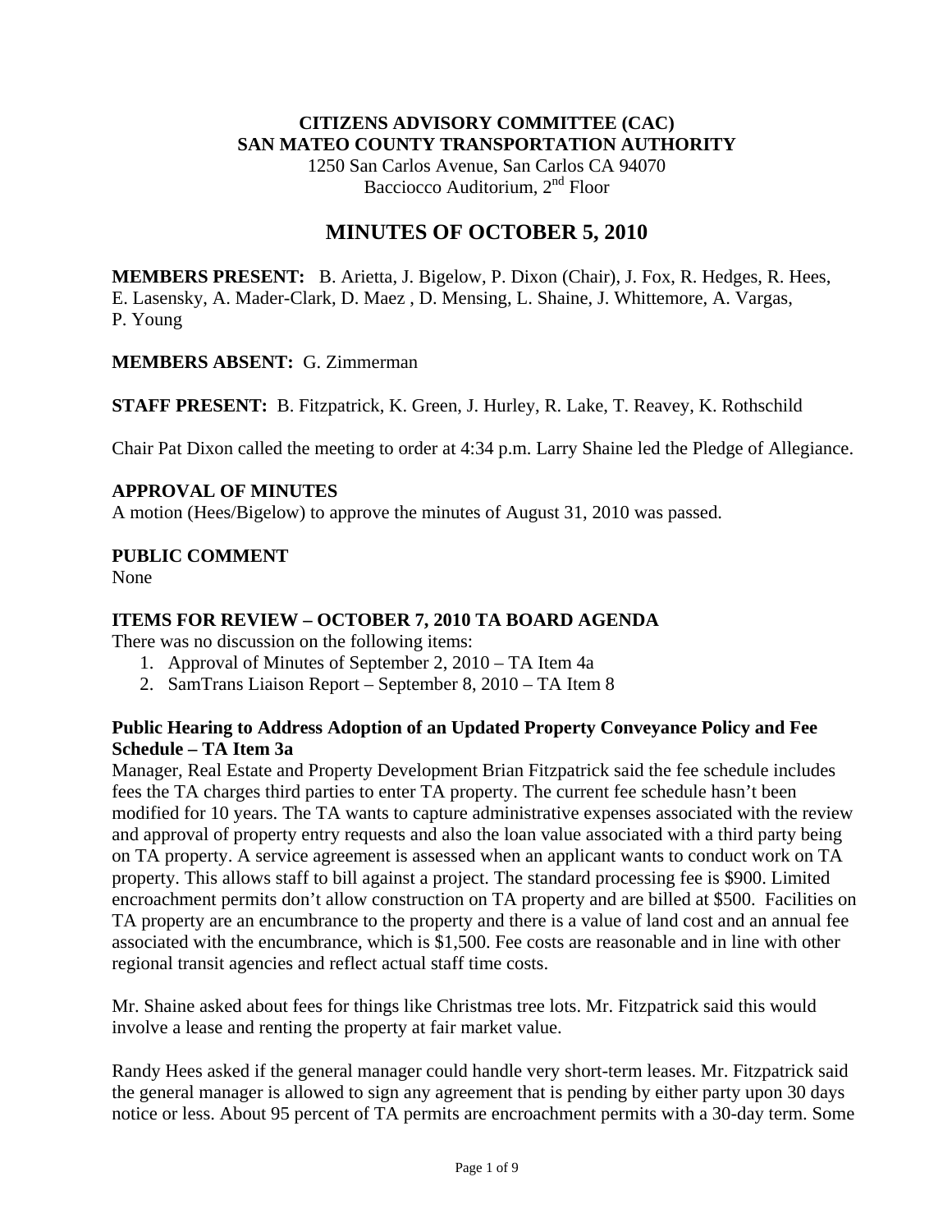**CITIZENS ADVISORY COMMITTEE (CAC)**
**SAN MATEO COUNTY TRANSPORTATION AUTHORITY**
1250 San Carlos Avenue, San Carlos CA 94070
Bacciocco Auditorium, 2nd Floor

# MINUTES OF OCTOBER 5, 2010

**MEMBERS PRESENT:** B. Arietta, J. Bigelow, P. Dixon (Chair), J. Fox, R. Hedges, R. Hees, E. Lasensky, A. Mader-Clark, D. Maez , D. Mensing, L. Shaine, J. Whittemore, A. Vargas, P. Young

**MEMBERS ABSENT:** G. Zimmerman

**STAFF PRESENT:** B. Fitzpatrick, K. Green, J. Hurley, R. Lake, T. Reavey, K. Rothschild

Chair Pat Dixon called the meeting to order at 4:34 p.m. Larry Shaine led the Pledge of Allegiance.

## APPROVAL OF MINUTES

A motion (Hees/Bigelow) to approve the minutes of August 31, 2010 was passed.

## PUBLIC COMMENT

None

## ITEMS FOR REVIEW – OCTOBER 7, 2010 TA BOARD AGENDA

There was no discussion on the following items:

1. Approval of Minutes of September 2, 2010 – TA Item 4a
2. SamTrans Liaison Report – September 8, 2010 – TA Item 8

### Public Hearing to Address Adoption of an Updated Property Conveyance Policy and Fee Schedule – TA Item 3a

Manager, Real Estate and Property Development Brian Fitzpatrick said the fee schedule includes fees the TA charges third parties to enter TA property. The current fee schedule hasn't been modified for 10 years. The TA wants to capture administrative expenses associated with the review and approval of property entry requests and also the loan value associated with a third party being on TA property. A service agreement is assessed when an applicant wants to conduct work on TA property. This allows staff to bill against a project. The standard processing fee is $900. Limited encroachment permits don't allow construction on TA property and are billed at $500. Facilities on TA property are an encumbrance to the property and there is a value of land cost and an annual fee associated with the encumbrance, which is $1,500. Fee costs are reasonable and in line with other regional transit agencies and reflect actual staff time costs.

Mr. Shaine asked about fees for things like Christmas tree lots. Mr. Fitzpatrick said this would involve a lease and renting the property at fair market value.

Randy Hees asked if the general manager could handle very short-term leases. Mr. Fitzpatrick said the general manager is allowed to sign any agreement that is pending by either party upon 30 days notice or less. About 95 percent of TA permits are encroachment permits with a 30-day term. Some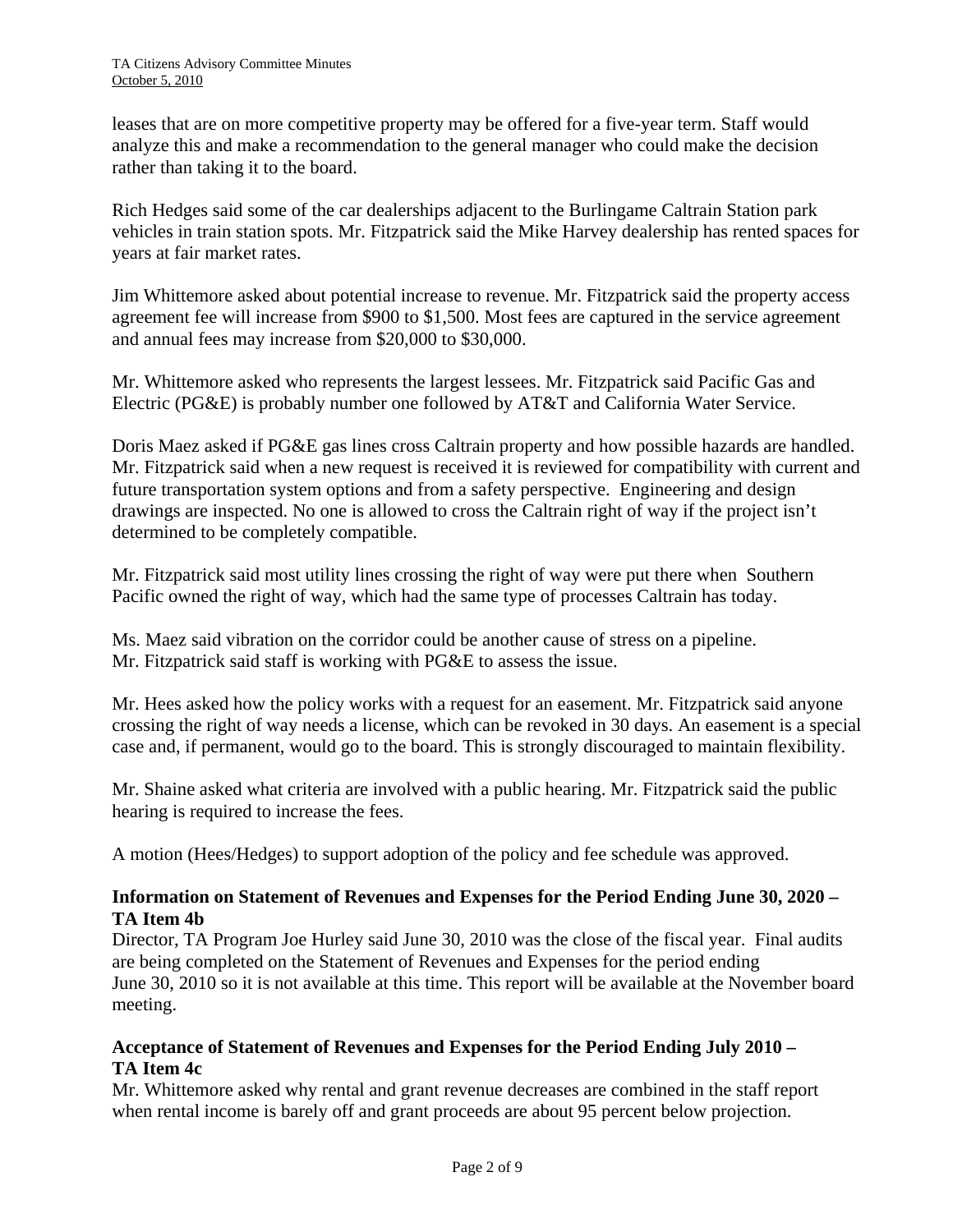leases that are on more competitive property may be offered for a five-year term. Staff would analyze this and make a recommendation to the general manager who could make the decision rather than taking it to the board.

Rich Hedges said some of the car dealerships adjacent to the Burlingame Caltrain Station park vehicles in train station spots. Mr. Fitzpatrick said the Mike Harvey dealership has rented spaces for years at fair market rates.

Jim Whittemore asked about potential increase to revenue. Mr. Fitzpatrick said the property access agreement fee will increase from $900 to $1,500. Most fees are captured in the service agreement and annual fees may increase from $20,000 to $30,000.

Mr. Whittemore asked who represents the largest lessees. Mr. Fitzpatrick said Pacific Gas and Electric (PG&E) is probably number one followed by AT&T and California Water Service.

Doris Maez asked if PG&E gas lines cross Caltrain property and how possible hazards are handled. Mr. Fitzpatrick said when a new request is received it is reviewed for compatibility with current and future transportation system options and from a safety perspective. Engineering and design drawings are inspected. No one is allowed to cross the Caltrain right of way if the project isn't determined to be completely compatible.

Mr. Fitzpatrick said most utility lines crossing the right of way were put there when Southern Pacific owned the right of way, which had the same type of processes Caltrain has today.

Ms. Maez said vibration on the corridor could be another cause of stress on a pipeline. Mr. Fitzpatrick said staff is working with PG&E to assess the issue.

Mr. Hees asked how the policy works with a request for an easement. Mr. Fitzpatrick said anyone crossing the right of way needs a license, which can be revoked in 30 days. An easement is a special case and, if permanent, would go to the board. This is strongly discouraged to maintain flexibility.

Mr. Shaine asked what criteria are involved with a public hearing. Mr. Fitzpatrick said the public hearing is required to increase the fees.

A motion (Hees/Hedges) to support adoption of the policy and fee schedule was approved.

**Information on Statement of Revenues and Expenses for the Period Ending June 30, 2020 – TA Item 4b**

Director, TA Program Joe Hurley said June 30, 2010 was the close of the fiscal year. Final audits are being completed on the Statement of Revenues and Expenses for the period ending June 30, 2010 so it is not available at this time. This report will be available at the November board meeting.

**Acceptance of Statement of Revenues and Expenses for the Period Ending July 2010 – TA Item 4c**

Mr. Whittemore asked why rental and grant revenue decreases are combined in the staff report when rental income is barely off and grant proceeds are about 95 percent below projection.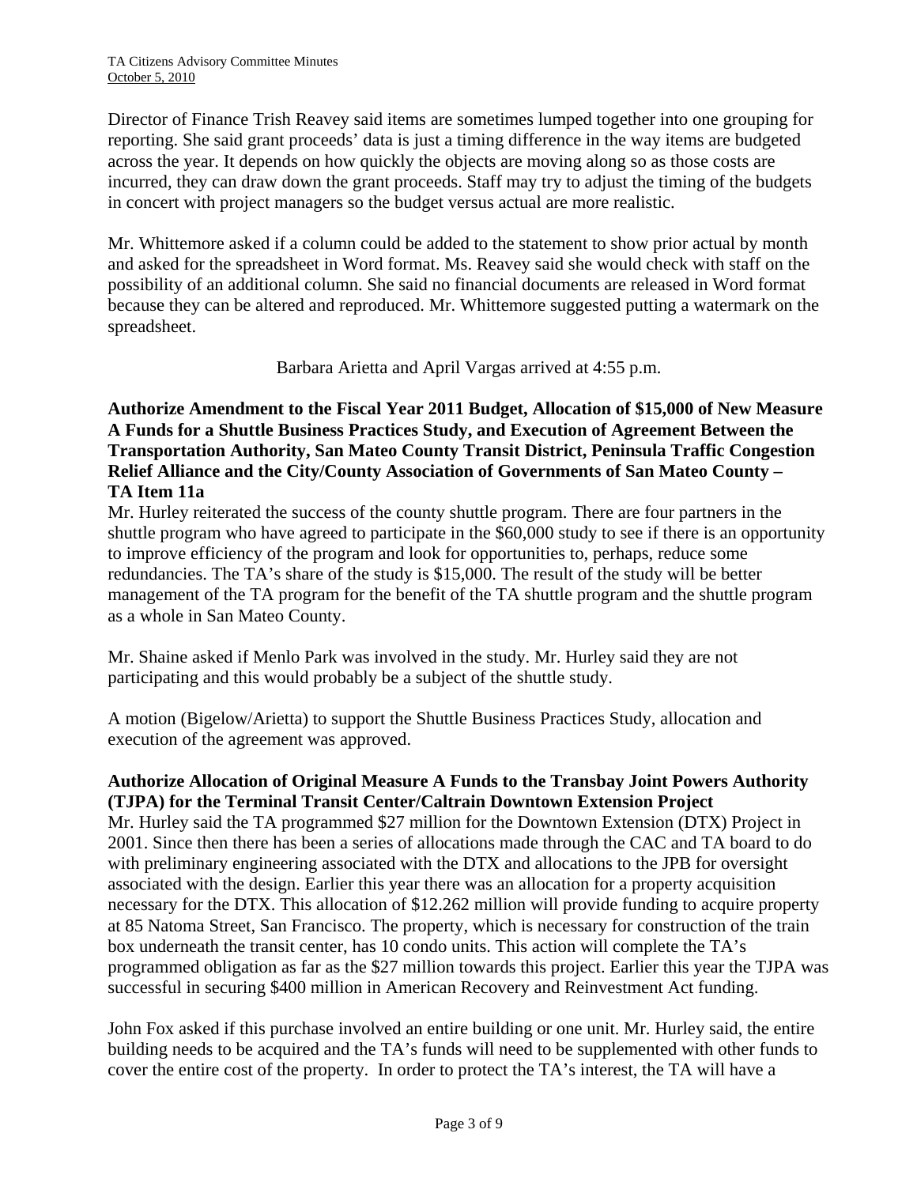Director of Finance Trish Reavey said items are sometimes lumped together into one grouping for reporting. She said grant proceeds' data is just a timing difference in the way items are budgeted across the year. It depends on how quickly the objects are moving along so as those costs are incurred, they can draw down the grant proceeds. Staff may try to adjust the timing of the budgets in concert with project managers so the budget versus actual are more realistic.

Mr. Whittemore asked if a column could be added to the statement to show prior actual by month and asked for the spreadsheet in Word format. Ms. Reavey said she would check with staff on the possibility of an additional column. She said no financial documents are released in Word format because they can be altered and reproduced. Mr. Whittemore suggested putting a watermark on the spreadsheet.

Barbara Arietta and April Vargas arrived at 4:55 p.m.

**Authorize Amendment to the Fiscal Year 2011 Budget, Allocation of $15,000 of New Measure A Funds for a Shuttle Business Practices Study, and Execution of Agreement Between the Transportation Authority, San Mateo County Transit District, Peninsula Traffic Congestion Relief Alliance and the City/County Association of Governments of San Mateo County – TA Item 11a**

Mr. Hurley reiterated the success of the county shuttle program. There are four partners in the shuttle program who have agreed to participate in the $60,000 study to see if there is an opportunity to improve efficiency of the program and look for opportunities to, perhaps, reduce some redundancies. The TA's share of the study is $15,000. The result of the study will be better management of the TA program for the benefit of the TA shuttle program and the shuttle program as a whole in San Mateo County.

Mr. Shaine asked if Menlo Park was involved in the study. Mr. Hurley said they are not participating and this would probably be a subject of the shuttle study.

A motion (Bigelow/Arietta) to support the Shuttle Business Practices Study, allocation and execution of the agreement was approved.

**Authorize Allocation of Original Measure A Funds to the Transbay Joint Powers Authority (TJPA) for the Terminal Transit Center/Caltrain Downtown Extension Project**

Mr. Hurley said the TA programmed $27 million for the Downtown Extension (DTX) Project in 2001. Since then there has been a series of allocations made through the CAC and TA board to do with preliminary engineering associated with the DTX and allocations to the JPB for oversight associated with the design. Earlier this year there was an allocation for a property acquisition necessary for the DTX. This allocation of $12.262 million will provide funding to acquire property at 85 Natoma Street, San Francisco. The property, which is necessary for construction of the train box underneath the transit center, has 10 condo units. This action will complete the TA's programmed obligation as far as the $27 million towards this project. Earlier this year the TJPA was successful in securing $400 million in American Recovery and Reinvestment Act funding.

John Fox asked if this purchase involved an entire building or one unit. Mr. Hurley said, the entire building needs to be acquired and the TA's funds will need to be supplemented with other funds to cover the entire cost of the property. In order to protect the TA's interest, the TA will have a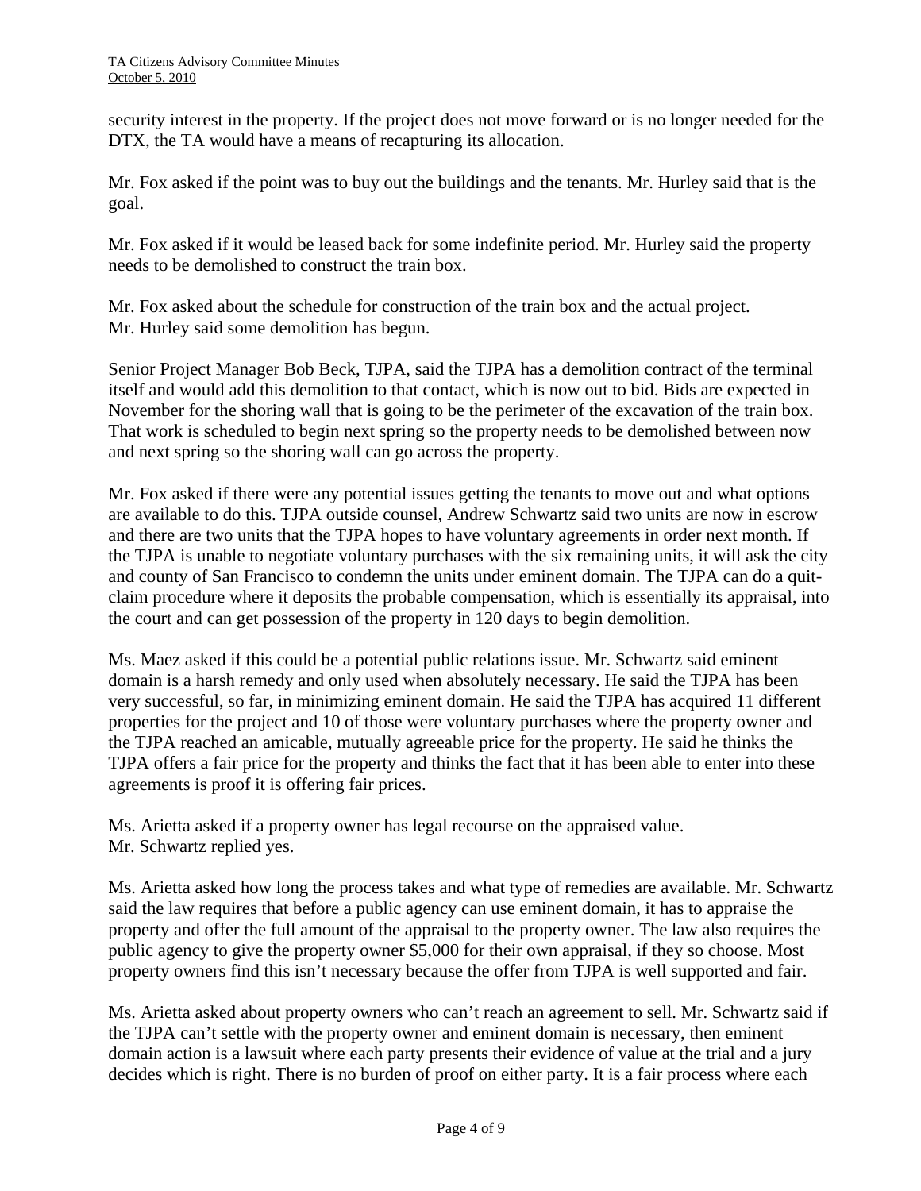security interest in the property. If the project does not move forward or is no longer needed for the DTX, the TA would have a means of recapturing its allocation.

Mr. Fox asked if the point was to buy out the buildings and the tenants. Mr. Hurley said that is the goal.

Mr. Fox asked if it would be leased back for some indefinite period. Mr. Hurley said the property needs to be demolished to construct the train box.

Mr. Fox asked about the schedule for construction of the train box and the actual project. Mr. Hurley said some demolition has begun.

Senior Project Manager Bob Beck, TJPA, said the TJPA has a demolition contract of the terminal itself and would add this demolition to that contact, which is now out to bid. Bids are expected in November for the shoring wall that is going to be the perimeter of the excavation of the train box. That work is scheduled to begin next spring so the property needs to be demolished between now and next spring so the shoring wall can go across the property.

Mr. Fox asked if there were any potential issues getting the tenants to move out and what options are available to do this. TJPA outside counsel, Andrew Schwartz said two units are now in escrow and there are two units that the TJPA hopes to have voluntary agreements in order next month. If the TJPA is unable to negotiate voluntary purchases with the six remaining units, it will ask the city and county of San Francisco to condemn the units under eminent domain. The TJPA can do a quit-claim procedure where it deposits the probable compensation, which is essentially its appraisal, into the court and can get possession of the property in 120 days to begin demolition.

Ms. Maez asked if this could be a potential public relations issue. Mr. Schwartz said eminent domain is a harsh remedy and only used when absolutely necessary. He said the TJPA has been very successful, so far, in minimizing eminent domain. He said the TJPA has acquired 11 different properties for the project and 10 of those were voluntary purchases where the property owner and the TJPA reached an amicable, mutually agreeable price for the property. He said he thinks the TJPA offers a fair price for the property and thinks the fact that it has been able to enter into these agreements is proof it is offering fair prices.

Ms. Arietta asked if a property owner has legal recourse on the appraised value. Mr. Schwartz replied yes.

Ms. Arietta asked how long the process takes and what type of remedies are available. Mr. Schwartz said the law requires that before a public agency can use eminent domain, it has to appraise the property and offer the full amount of the appraisal to the property owner. The law also requires the public agency to give the property owner $5,000 for their own appraisal, if they so choose. Most property owners find this isn't necessary because the offer from TJPA is well supported and fair.

Ms. Arietta asked about property owners who can't reach an agreement to sell. Mr. Schwartz said if the TJPA can't settle with the property owner and eminent domain is necessary, then eminent domain action is a lawsuit where each party presents their evidence of value at the trial and a jury decides which is right. There is no burden of proof on either party. It is a fair process where each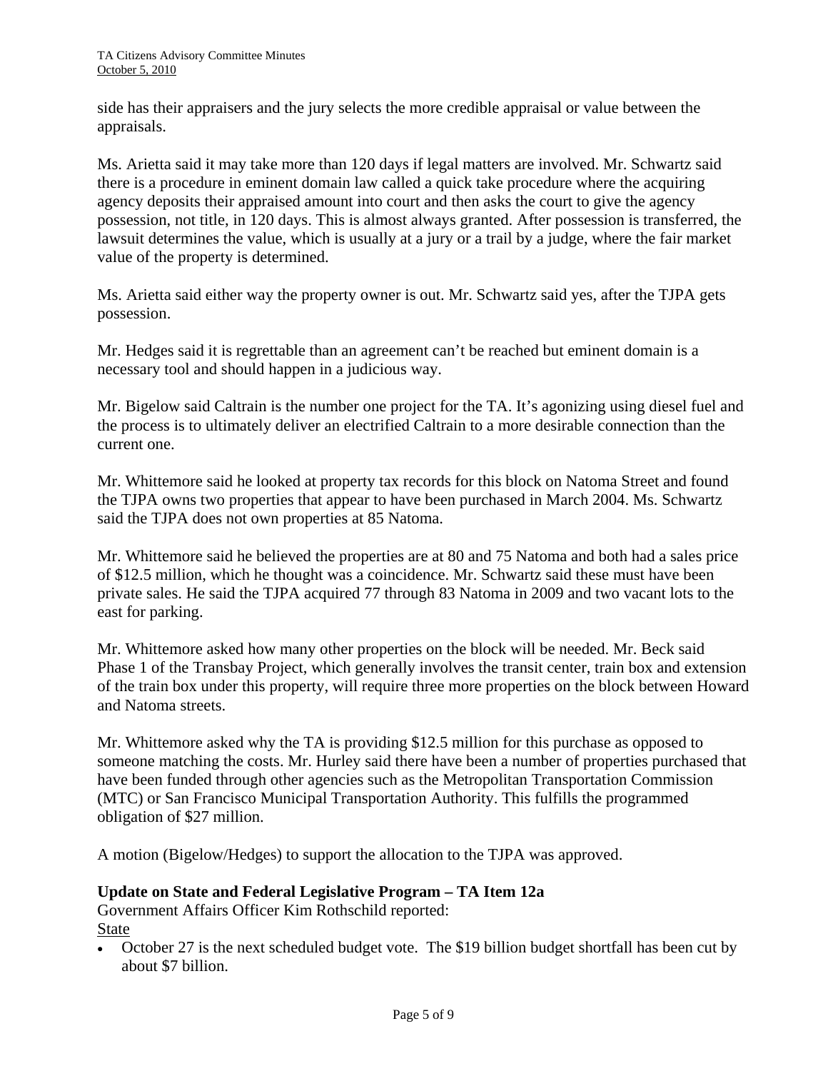side has their appraisers and the jury selects the more credible appraisal or value between the appraisals.

Ms. Arietta said it may take more than 120 days if legal matters are involved. Mr. Schwartz said there is a procedure in eminent domain law called a quick take procedure where the acquiring agency deposits their appraised amount into court and then asks the court to give the agency possession, not title, in 120 days. This is almost always granted. After possession is transferred, the lawsuit determines the value, which is usually at a jury or a trail by a judge, where the fair market value of the property is determined.

Ms. Arietta said either way the property owner is out. Mr. Schwartz said yes, after the TJPA gets possession.

Mr. Hedges said it is regrettable than an agreement can't be reached but eminent domain is a necessary tool and should happen in a judicious way.

Mr. Bigelow said Caltrain is the number one project for the TA. It's agonizing using diesel fuel and the process is to ultimately deliver an electrified Caltrain to a more desirable connection than the current one.

Mr. Whittemore said he looked at property tax records for this block on Natoma Street and found the TJPA owns two properties that appear to have been purchased in March 2004. Ms. Schwartz said the TJPA does not own properties at 85 Natoma.

Mr. Whittemore said he believed the properties are at 80 and 75 Natoma and both had a sales price of $12.5 million, which he thought was a coincidence. Mr. Schwartz said these must have been private sales. He said the TJPA acquired 77 through 83 Natoma in 2009 and two vacant lots to the east for parking.

Mr. Whittemore asked how many other properties on the block will be needed. Mr. Beck said Phase 1 of the Transbay Project, which generally involves the transit center, train box and extension of the train box under this property, will require three more properties on the block between Howard and Natoma streets.

Mr. Whittemore asked why the TA is providing $12.5 million for this purchase as opposed to someone matching the costs. Mr. Hurley said there have been a number of properties purchased that have been funded through other agencies such as the Metropolitan Transportation Commission (MTC) or San Francisco Municipal Transportation Authority. This fulfills the programmed obligation of $27 million.

A motion (Bigelow/Hedges) to support the allocation to the TJPA was approved.

**Update on State and Federal Legislative Program – TA Item 12a**

Government Affairs Officer Kim Rothschild reported:

State

- October 27 is the next scheduled budget vote. The $19 billion budget shortfall has been cut by about $7 billion.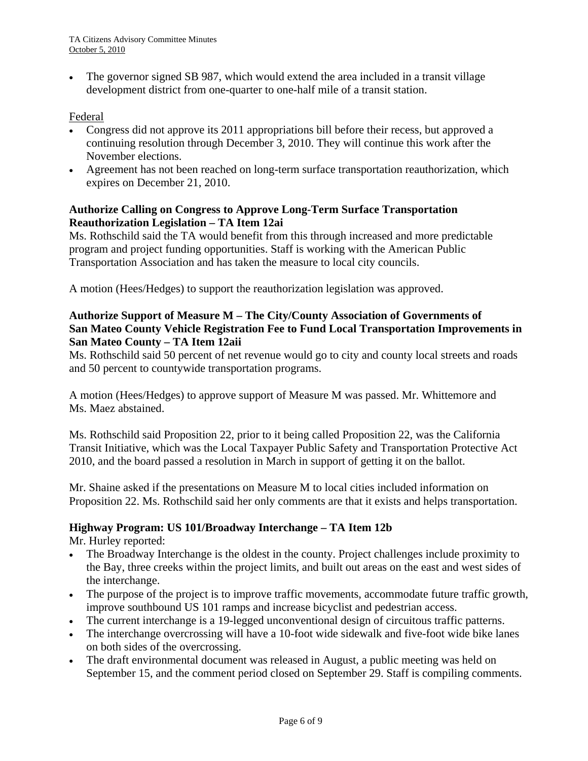- The governor signed SB 987, which would extend the area included in a transit village development district from one-quarter to one-half mile of a transit station.

Federal

- Congress did not approve its 2011 appropriations bill before their recess, but approved a continuing resolution through December 3, 2010. They will continue this work after the November elections.
- Agreement has not been reached on long-term surface transportation reauthorization, which expires on December 21, 2010.

**Authorize Calling on Congress to Approve Long-Term Surface Transportation Reauthorization Legislation – TA Item 12ai**

Ms. Rothschild said the TA would benefit from this through increased and more predictable program and project funding opportunities. Staff is working with the American Public Transportation Association and has taken the measure to local city councils.

A motion (Hees/Hedges) to support the reauthorization legislation was approved.

**Authorize Support of Measure M – The City/County Association of Governments of San Mateo County Vehicle Registration Fee to Fund Local Transportation Improvements in San Mateo County – TA Item 12aii**

Ms. Rothschild said 50 percent of net revenue would go to city and county local streets and roads and 50 percent to countywide transportation programs.

A motion (Hees/Hedges) to approve support of Measure M was passed. Mr. Whittemore and Ms. Maez abstained.

Ms. Rothschild said Proposition 22, prior to it being called Proposition 22, was the California Transit Initiative, which was the Local Taxpayer Public Safety and Transportation Protective Act 2010, and the board passed a resolution in March in support of getting it on the ballot.

Mr. Shaine asked if the presentations on Measure M to local cities included information on Proposition 22. Ms. Rothschild said her only comments are that it exists and helps transportation.

**Highway Program: US 101/Broadway Interchange – TA Item 12b**

Mr. Hurley reported:

- The Broadway Interchange is the oldest in the county. Project challenges include proximity to the Bay, three creeks within the project limits, and built out areas on the east and west sides of the interchange.
- The purpose of the project is to improve traffic movements, accommodate future traffic growth, improve southbound US 101 ramps and increase bicyclist and pedestrian access.
- The current interchange is a 19-legged unconventional design of circuitous traffic patterns.
- The interchange overcrossing will have a 10-foot wide sidewalk and five-foot wide bike lanes on both sides of the overcrossing.
- The draft environmental document was released in August, a public meeting was held on September 15, and the comment period closed on September 29. Staff is compiling comments.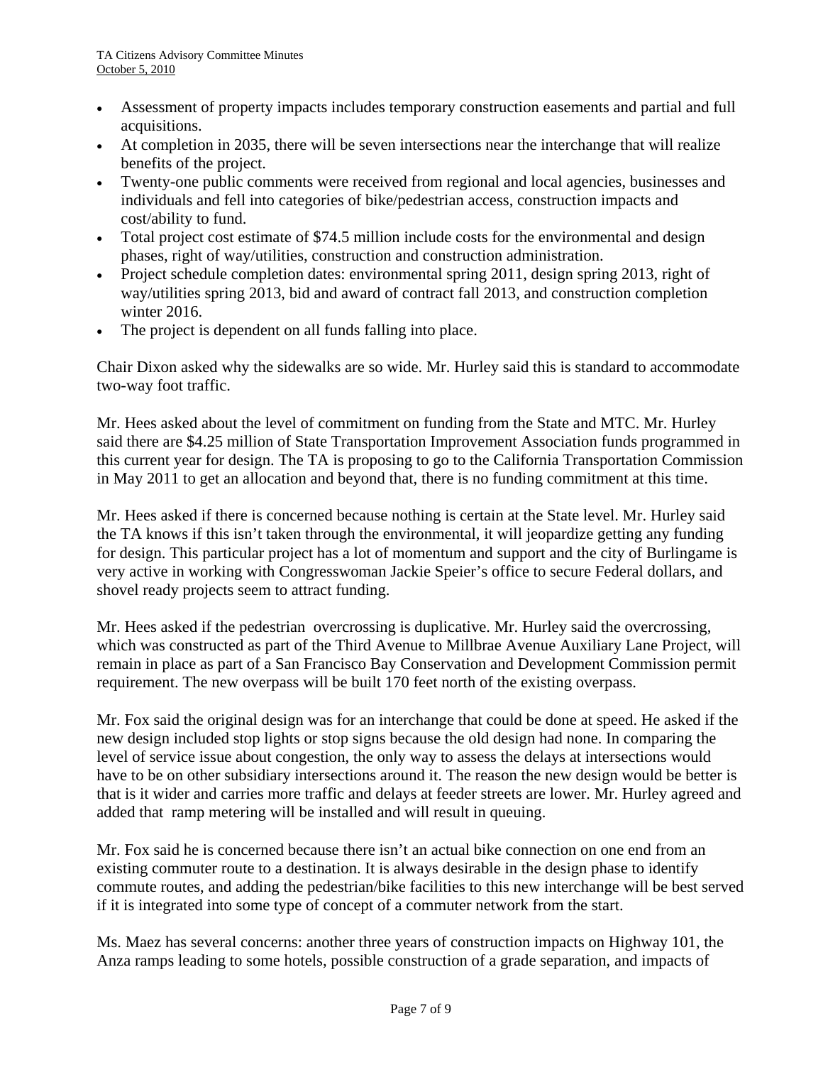- Assessment of property impacts includes temporary construction easements and partial and full acquisitions.
- At completion in 2035, there will be seven intersections near the interchange that will realize benefits of the project.
- Twenty-one public comments were received from regional and local agencies, businesses and individuals and fell into categories of bike/pedestrian access, construction impacts and cost/ability to fund.
- Total project cost estimate of $74.5 million include costs for the environmental and design phases, right of way/utilities, construction and construction administration.
- Project schedule completion dates: environmental spring 2011, design spring 2013, right of way/utilities spring 2013, bid and award of contract fall 2013, and construction completion winter 2016.
- The project is dependent on all funds falling into place.

Chair Dixon asked why the sidewalks are so wide. Mr. Hurley said this is standard to accommodate two-way foot traffic.

Mr. Hees asked about the level of commitment on funding from the State and MTC. Mr. Hurley said there are $4.25 million of State Transportation Improvement Association funds programmed in this current year for design. The TA is proposing to go to the California Transportation Commission in May 2011 to get an allocation and beyond that, there is no funding commitment at this time.

Mr. Hees asked if there is concerned because nothing is certain at the State level. Mr. Hurley said the TA knows if this isn't taken through the environmental, it will jeopardize getting any funding for design. This particular project has a lot of momentum and support and the city of Burlingame is very active in working with Congresswoman Jackie Speier's office to secure Federal dollars, and shovel ready projects seem to attract funding.

Mr. Hees asked if the pedestrian overcrossing is duplicative. Mr. Hurley said the overcrossing, which was constructed as part of the Third Avenue to Millbrae Avenue Auxiliary Lane Project, will remain in place as part of a San Francisco Bay Conservation and Development Commission permit requirement. The new overpass will be built 170 feet north of the existing overpass.

Mr. Fox said the original design was for an interchange that could be done at speed. He asked if the new design included stop lights or stop signs because the old design had none. In comparing the level of service issue about congestion, the only way to assess the delays at intersections would have to be on other subsidiary intersections around it. The reason the new design would be better is that is it wider and carries more traffic and delays at feeder streets are lower. Mr. Hurley agreed and added that ramp metering will be installed and will result in queuing.

Mr. Fox said he is concerned because there isn't an actual bike connection on one end from an existing commuter route to a destination. It is always desirable in the design phase to identify commute routes, and adding the pedestrian/bike facilities to this new interchange will be best served if it is integrated into some type of concept of a commuter network from the start.

Ms. Maez has several concerns: another three years of construction impacts on Highway 101, the Anza ramps leading to some hotels, possible construction of a grade separation, and impacts of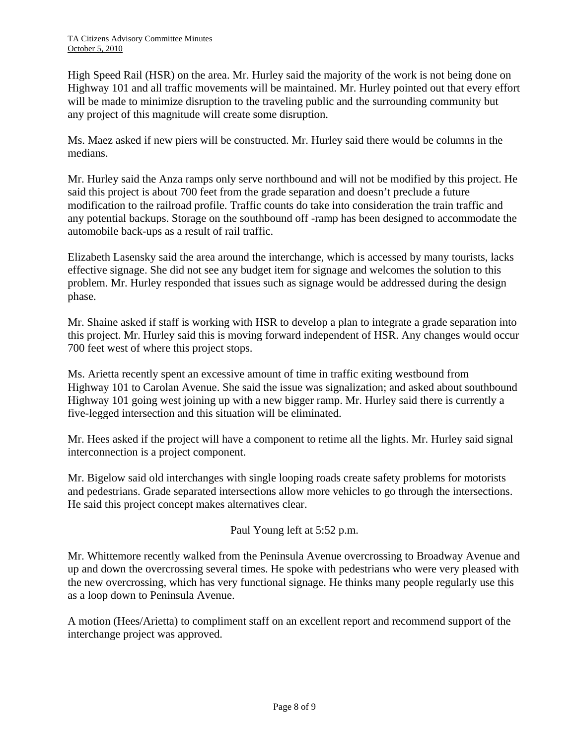High Speed Rail (HSR) on the area. Mr. Hurley said the majority of the work is not being done on Highway 101 and all traffic movements will be maintained. Mr. Hurley pointed out that every effort will be made to minimize disruption to the traveling public and the surrounding community but any project of this magnitude will create some disruption.

Ms. Maez asked if new piers will be constructed. Mr. Hurley said there would be columns in the medians.

Mr. Hurley said the Anza ramps only serve northbound and will not be modified by this project. He said this project is about 700 feet from the grade separation and doesn't preclude a future modification to the railroad profile. Traffic counts do take into consideration the train traffic and any potential backups. Storage on the southbound off -ramp has been designed to accommodate the automobile back-ups as a result of rail traffic.

Elizabeth Lasensky said the area around the interchange, which is accessed by many tourists, lacks effective signage. She did not see any budget item for signage and welcomes the solution to this problem. Mr. Hurley responded that issues such as signage would be addressed during the design phase.

Mr. Shaine asked if staff is working with HSR to develop a plan to integrate a grade separation into this project. Mr. Hurley said this is moving forward independent of HSR. Any changes would occur 700 feet west of where this project stops.

Ms. Arietta recently spent an excessive amount of time in traffic exiting westbound from Highway 101 to Carolan Avenue. She said the issue was signalization; and asked about southbound Highway 101 going west joining up with a new bigger ramp. Mr. Hurley said there is currently a five-legged intersection and this situation will be eliminated.

Mr. Hees asked if the project will have a component to retime all the lights. Mr. Hurley said signal interconnection is a project component.

Mr. Bigelow said old interchanges with single looping roads create safety problems for motorists and pedestrians. Grade separated intersections allow more vehicles to go through the intersections. He said this project concept makes alternatives clear.

Paul Young left at 5:52 p.m.

Mr. Whittemore recently walked from the Peninsula Avenue overcrossing to Broadway Avenue and up and down the overcrossing several times. He spoke with pedestrians who were very pleased with the new overcrossing, which has very functional signage. He thinks many people regularly use this as a loop down to Peninsula Avenue.

A motion (Hees/Arietta) to compliment staff on an excellent report and recommend support of the interchange project was approved.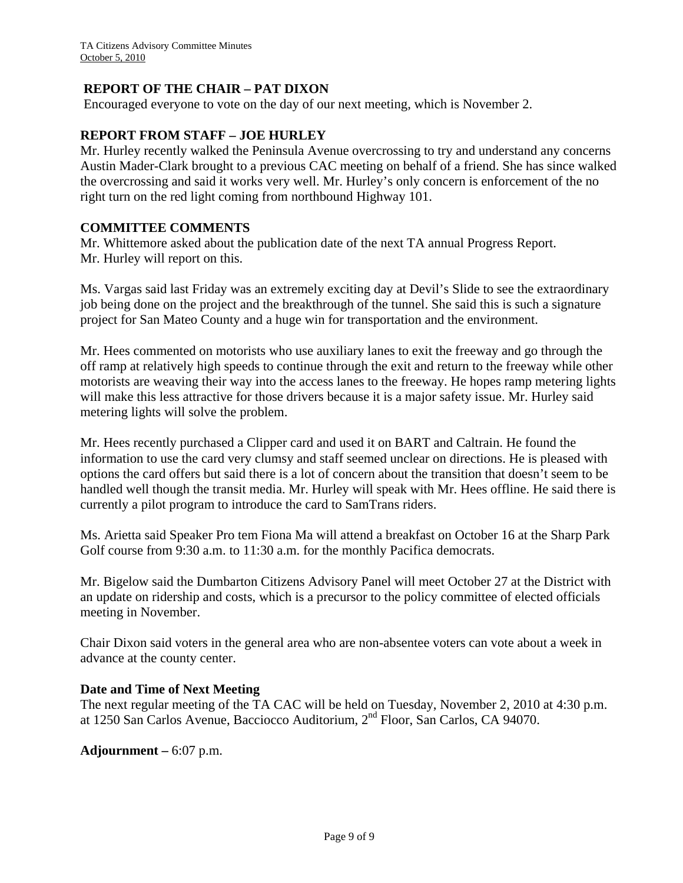## REPORT OF THE CHAIR – PAT DIXON

Encouraged everyone to vote on the day of our next meeting, which is November 2.

## REPORT FROM STAFF – JOE HURLEY

Mr. Hurley recently walked the Peninsula Avenue overcrossing to try and understand any concerns Austin Mader-Clark brought to a previous CAC meeting on behalf of a friend. She has since walked the overcrossing and said it works very well. Mr. Hurley's only concern is enforcement of the no right turn on the red light coming from northbound Highway 101.

## COMMITTEE COMMENTS

Mr. Whittemore asked about the publication date of the next TA annual Progress Report. Mr. Hurley will report on this.

Ms. Vargas said last Friday was an extremely exciting day at Devil's Slide to see the extraordinary job being done on the project and the breakthrough of the tunnel. She said this is such a signature project for San Mateo County and a huge win for transportation and the environment.

Mr. Hees commented on motorists who use auxiliary lanes to exit the freeway and go through the off ramp at relatively high speeds to continue through the exit and return to the freeway while other motorists are weaving their way into the access lanes to the freeway. He hopes ramp metering lights will make this less attractive for those drivers because it is a major safety issue. Mr. Hurley said metering lights will solve the problem.

Mr. Hees recently purchased a Clipper card and used it on BART and Caltrain. He found the information to use the card very clumsy and staff seemed unclear on directions. He is pleased with options the card offers but said there is a lot of concern about the transition that doesn't seem to be handled well though the transit media. Mr. Hurley will speak with Mr. Hees offline. He said there is currently a pilot program to introduce the card to SamTrans riders.

Ms. Arietta said Speaker Pro tem Fiona Ma will attend a breakfast on October 16 at the Sharp Park Golf course from 9:30 a.m. to 11:30 a.m. for the monthly Pacifica democrats.

Mr. Bigelow said the Dumbarton Citizens Advisory Panel will meet October 27 at the District with an update on ridership and costs, which is a precursor to the policy committee of elected officials meeting in November.

Chair Dixon said voters in the general area who are non-absentee voters can vote about a week in advance at the county center.

### Date and Time of Next Meeting

The next regular meeting of the TA CAC will be held on Tuesday, November 2, 2010 at 4:30 p.m. at 1250 San Carlos Avenue, Bacciocco Auditorium, 2nd Floor, San Carlos, CA 94070.

**Adjournment –** 6:07 p.m.